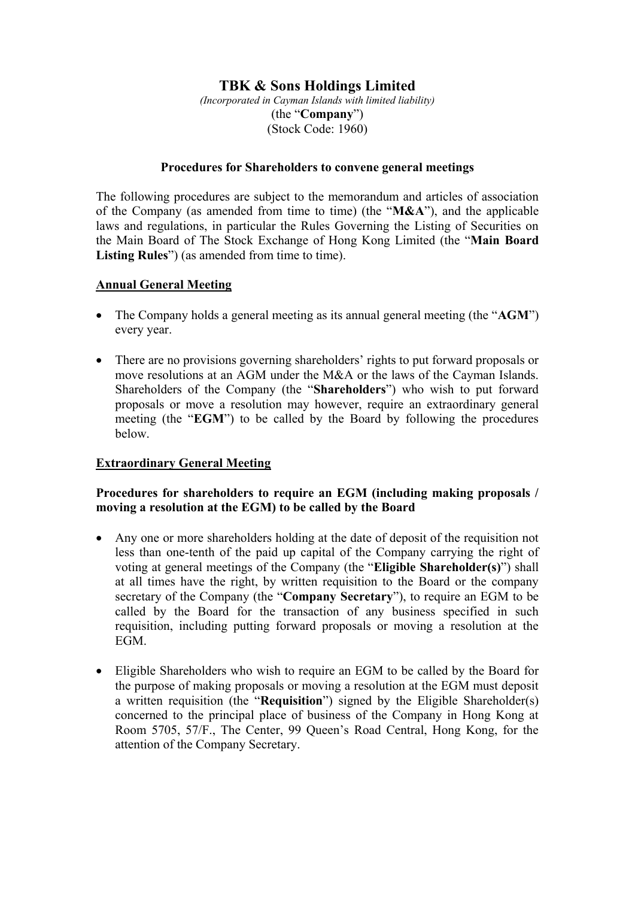# TBK & Sons Holdings Limited

*(Incorporated in Cayman Islands with limited liability)*

(the "**Company**")

(Stock Code: 1960)

## Procedures for Shareholders to convene general meetings

The following procedures are subject to the memorandum and articles of association of the Company (as amended from time to time) (the "**M&A**"), and the applicable laws and regulations, in particular the Rules Governing the Listing of Securities on the Main Board of The Stock Exchange of Hong Kong Limited (the "**Main Board Listing Rules**") (as amended from time to time).

### Annual General Meeting

- The Company holds a general meeting as its annual general meeting (the "**AGM**") every year.
- There are no provisions governing shareholders' rights to put forward proposals or move resolutions at an AGM under the M&A or the laws of the Cayman Islands. Shareholders of the Company (the "**Shareholders**") who wish to put forward proposals or move a resolution may however, require an extraordinary general meeting (the "**EGM**") to be called by the Board by following the procedures below.

### Extraordinary General Meeting

**Procedures for shareholders to require an EGM (including making proposals / moving a resolution at the EGM) to be called by the Board**

- Any one or more shareholders holding at the date of deposit of the requisition not less than one-tenth of the paid up capital of the Company carrying the right of voting at general meetings of the Company (the "**Eligible Shareholder(s)**") shall at all times have the right, by written requisition to the Board or the company secretary of the Company (the "**Company Secretary**"), to require an EGM to be called by the Board for the transaction of any business specified in such requisition, including putting forward proposals or moving a resolution at the EGM.
- Eligible Shareholders who wish to require an EGM to be called by the Board for the purpose of making proposals or moving a resolution at the EGM must deposit a written requisition (the "**Requisition**") signed by the Eligible Shareholder(s) concerned to the principal place of business of the Company in Hong Kong at Room 5705, 57/F., The Center, 99 Queen's Road Central, Hong Kong, for the attention of the Company Secretary.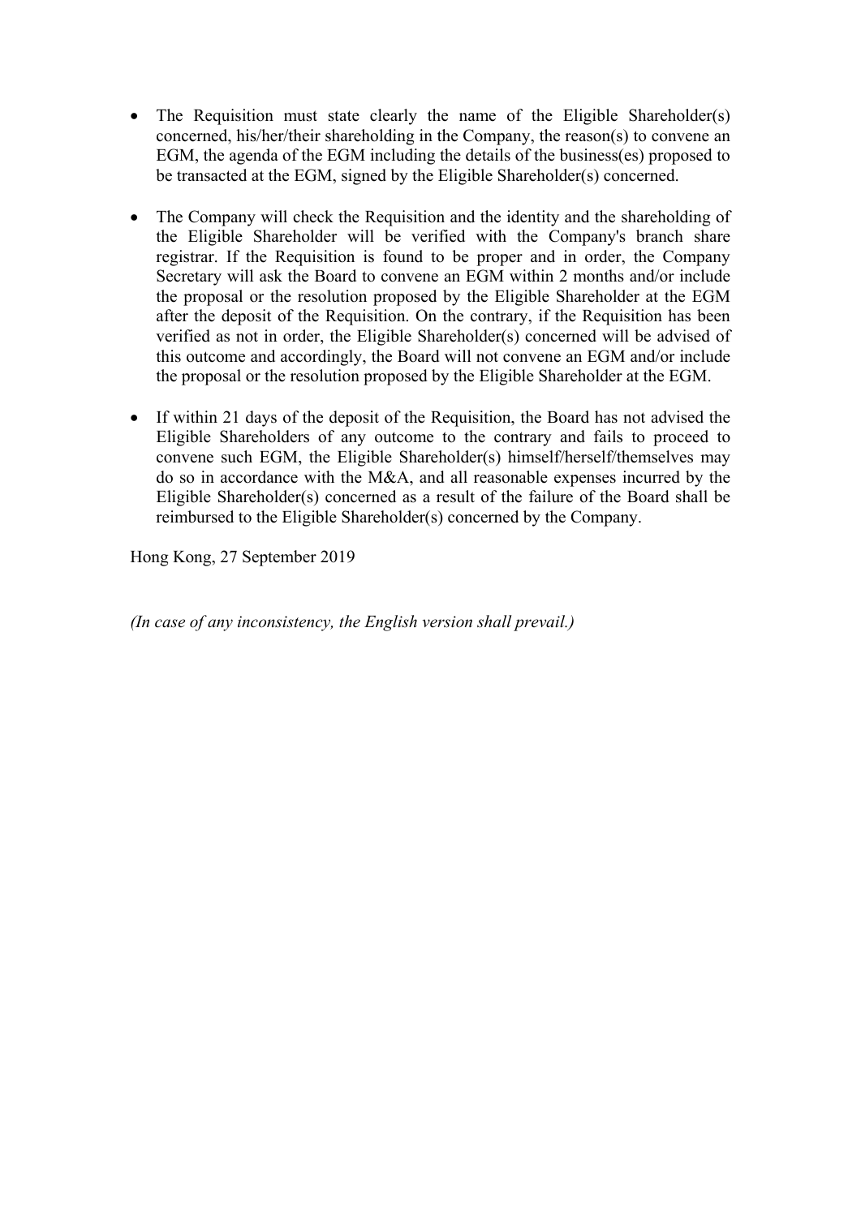- The Requisition must state clearly the name of the Eligible Shareholder(s) concerned, his/her/their shareholding in the Company, the reason(s) to convene an EGM, the agenda of the EGM including the details of the business(es) proposed to be transacted at the EGM, signed by the Eligible Shareholder(s) concerned.

- The Company will check the Requisition and the identity and the shareholding of the Eligible Shareholder will be verified with the Company's branch share registrar. If the Requisition is found to be proper and in order, the Company Secretary will ask the Board to convene an EGM within 2 months and/or include the proposal or the resolution proposed by the Eligible Shareholder at the EGM after the deposit of the Requisition. On the contrary, if the Requisition has been verified as not in order, the Eligible Shareholder(s) concerned will be advised of this outcome and accordingly, the Board will not convene an EGM and/or include the proposal or the resolution proposed by the Eligible Shareholder at the EGM.

- If within 21 days of the deposit of the Requisition, the Board has not advised the Eligible Shareholders of any outcome to the contrary and fails to proceed to convene such EGM, the Eligible Shareholder(s) himself/herself/themselves may do so in accordance with the M&A, and all reasonable expenses incurred by the Eligible Shareholder(s) concerned as a result of the failure of the Board shall be reimbursed to the Eligible Shareholder(s) concerned by the Company.

Hong Kong, 27 September 2019

*(In case of any inconsistency, the English version shall prevail.)*